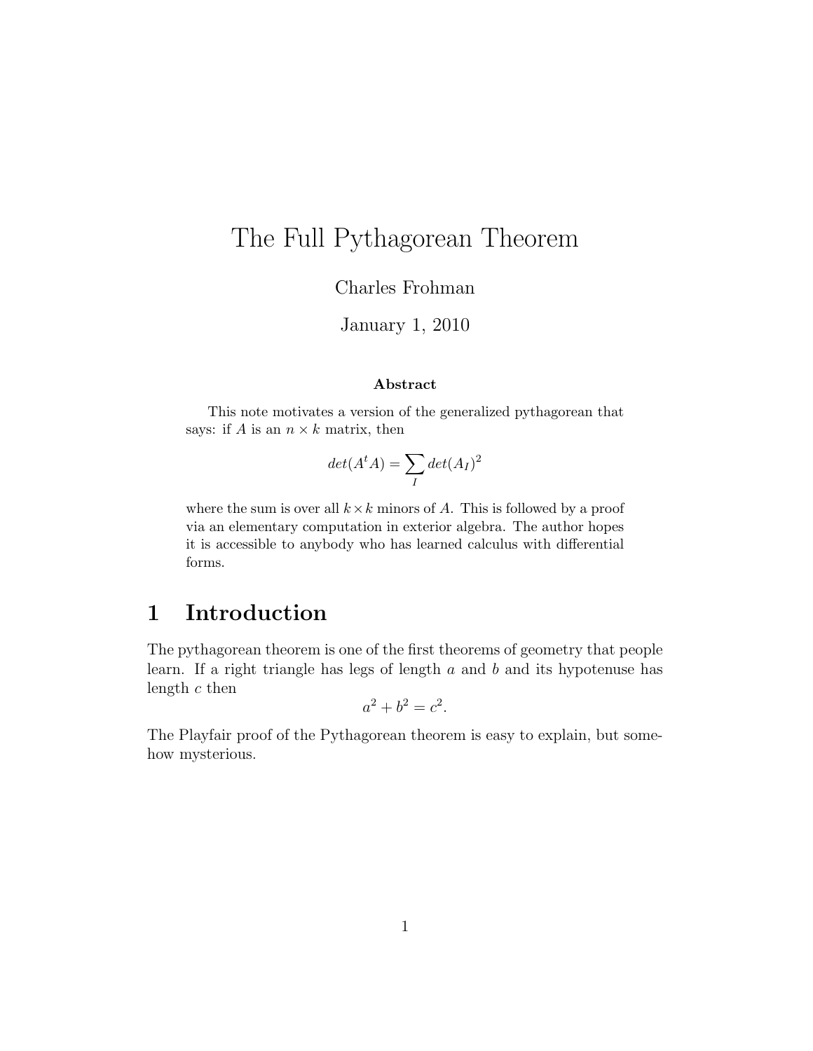# The Full Pythagorean Theorem

Charles Frohman

January 1, 2010

**Abstract**

This note motivates a version of the generalized pythagorean that says: if $A$ is an $n \times k$ matrix, then

$$det(A^t A) = \sum_I det(A_I)^2$$

where the sum is over all $k \times k$ minors of $A$. This is followed by a proof via an elementary computation in exterior algebra. The author hopes it is accessible to anybody who has learned calculus with differential forms.

## 1 Introduction

The pythagorean theorem is one of the first theorems of geometry that people learn. If a right triangle has legs of length $a$ and $b$ and its hypotenuse has length $c$ then

$$a^2 + b^2 = c^2.$$

The Playfair proof of the Pythagorean theorem is easy to explain, but somehow mysterious.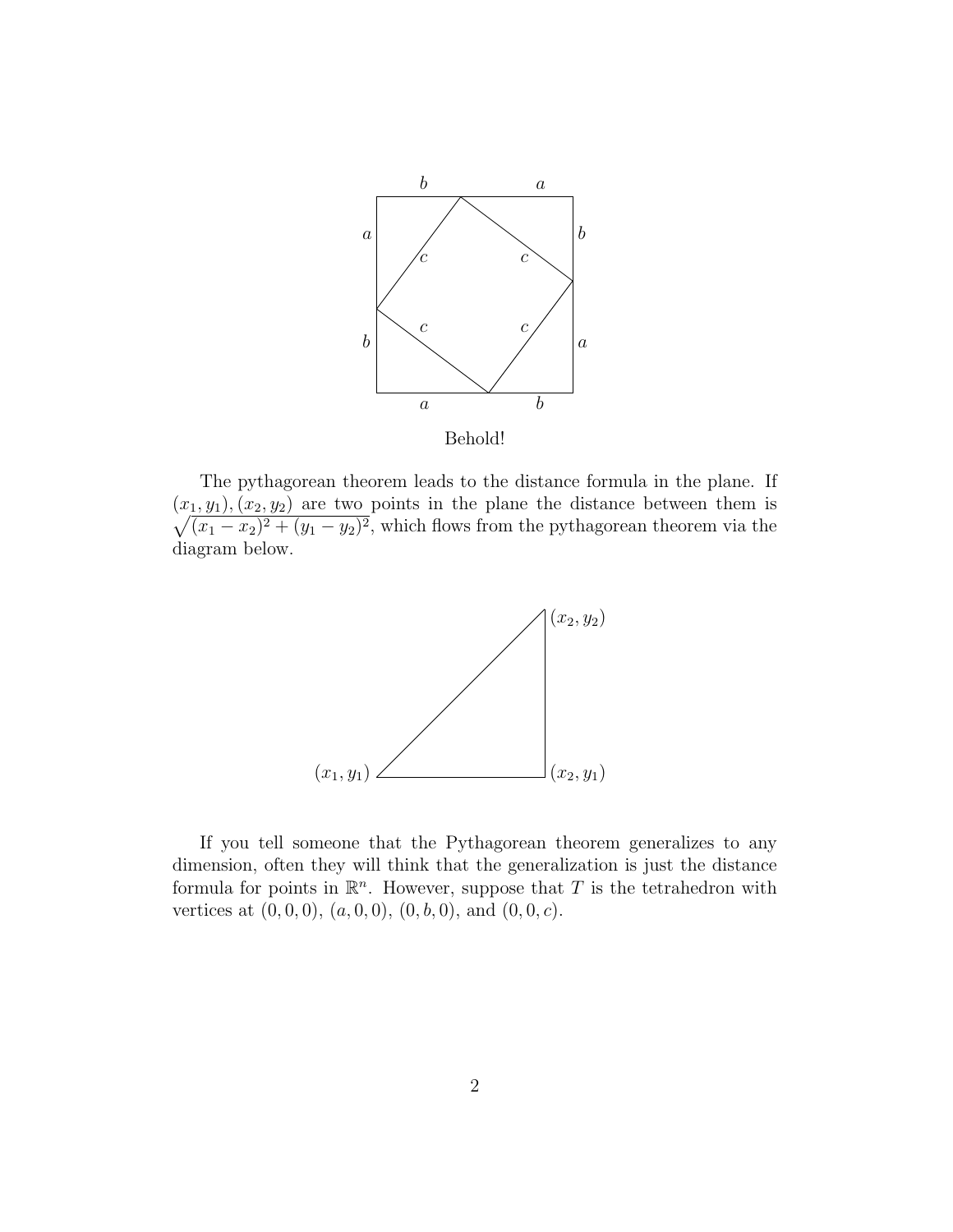Behold!

The pythagorean theorem leads to the distance formula in the plane. If $(x_1, y_1), (x_2, y_2)$ are two points in the plane the distance between them is $\sqrt{(x_1 - x_2)^2 + (y_1 - y_2)^2}$, which flows from the pythagorean theorem via the diagram below.

If you tell someone that the Pythagorean theorem generalizes to any dimension, often they will think that the generalization is just the distance formula for points in $\mathbb{R}^n$. However, suppose that $T$ is the tetrahedron with vertices at $(0, 0, 0)$, $(a, 0, 0)$, $(0, b, 0)$, and $(0, 0, c)$.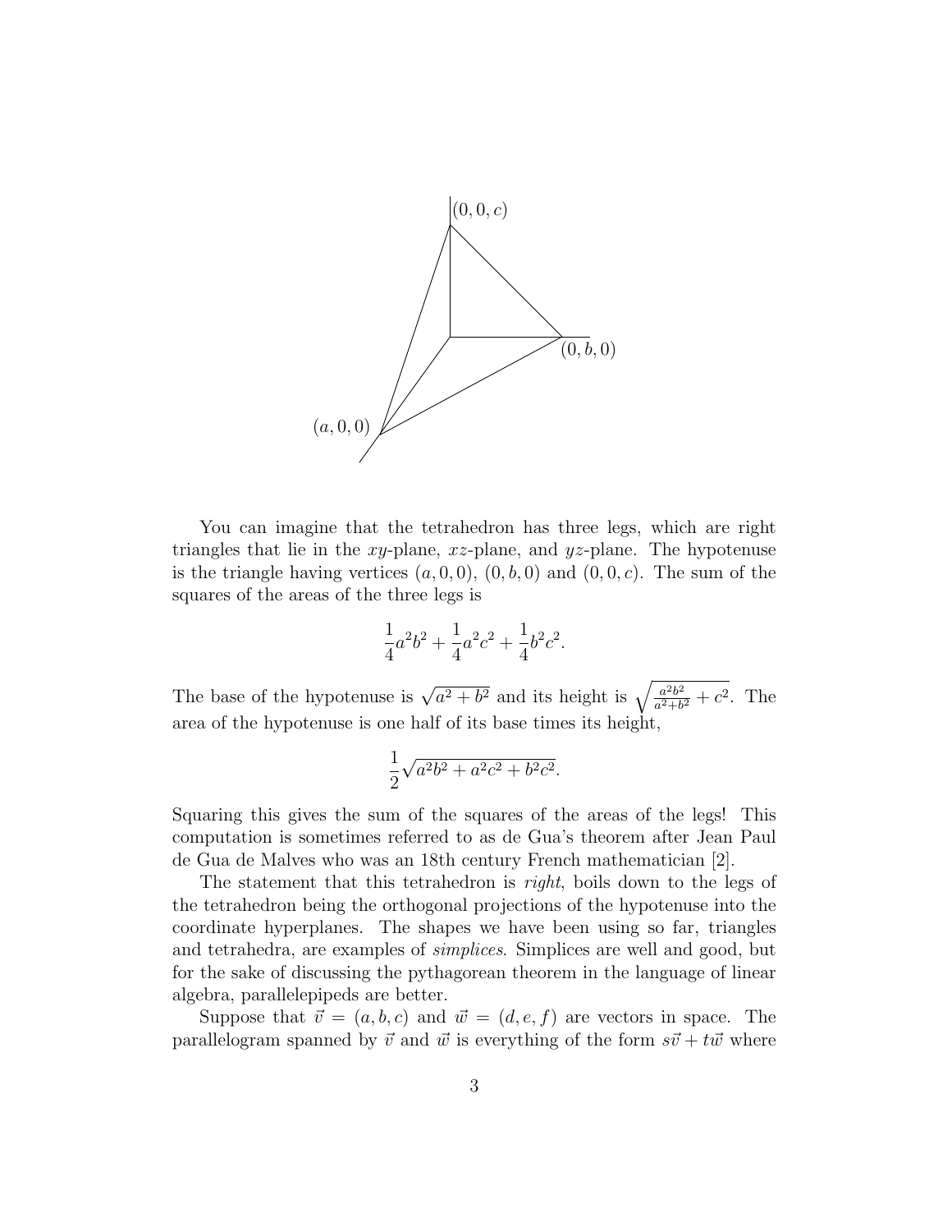You can imagine that the tetrahedron has three legs, which are right triangles that lie in the $xy$-plane, $xz$-plane, and $yz$-plane. The hypotenuse is the triangle having vertices $(a, 0, 0)$, $(0, b, 0)$ and $(0, 0, c)$. The sum of the squares of the areas of the three legs is

$$\frac{1}{4}a^2b^2 + \frac{1}{4}a^2c^2 + \frac{1}{4}b^2c^2.$$

The base of the hypotenuse is $\sqrt{a^2 + b^2}$ and its height is $\sqrt{\frac{a^2b^2}{a^2+b^2} + c^2}$. The area of the hypotenuse is one half of its base times its height,

$$\frac{1}{2}\sqrt{a^2b^2 + a^2c^2 + b^2c^2}.$$

Squaring this gives the sum of the squares of the areas of the legs! This computation is sometimes referred to as de Gua's theorem after Jean Paul de Gua de Malves who was an 18th century French mathematician [2].

The statement that this tetrahedron is *right*, boils down to the legs of the tetrahedron being the orthogonal projections of the hypotenuse into the coordinate hyperplanes. The shapes we have been using so far, triangles and tetrahedra, are examples of *simplices*. Simplices are well and good, but for the sake of discussing the pythagorean theorem in the language of linear algebra, parallelepipeds are better.

Suppose that $\vec{v} = (a, b, c)$ and $\vec{w} = (d, e, f)$ are vectors in space. The parallelogram spanned by $\vec{v}$ and $\vec{w}$ is everything of the form $s\vec{v} + t\vec{w}$ where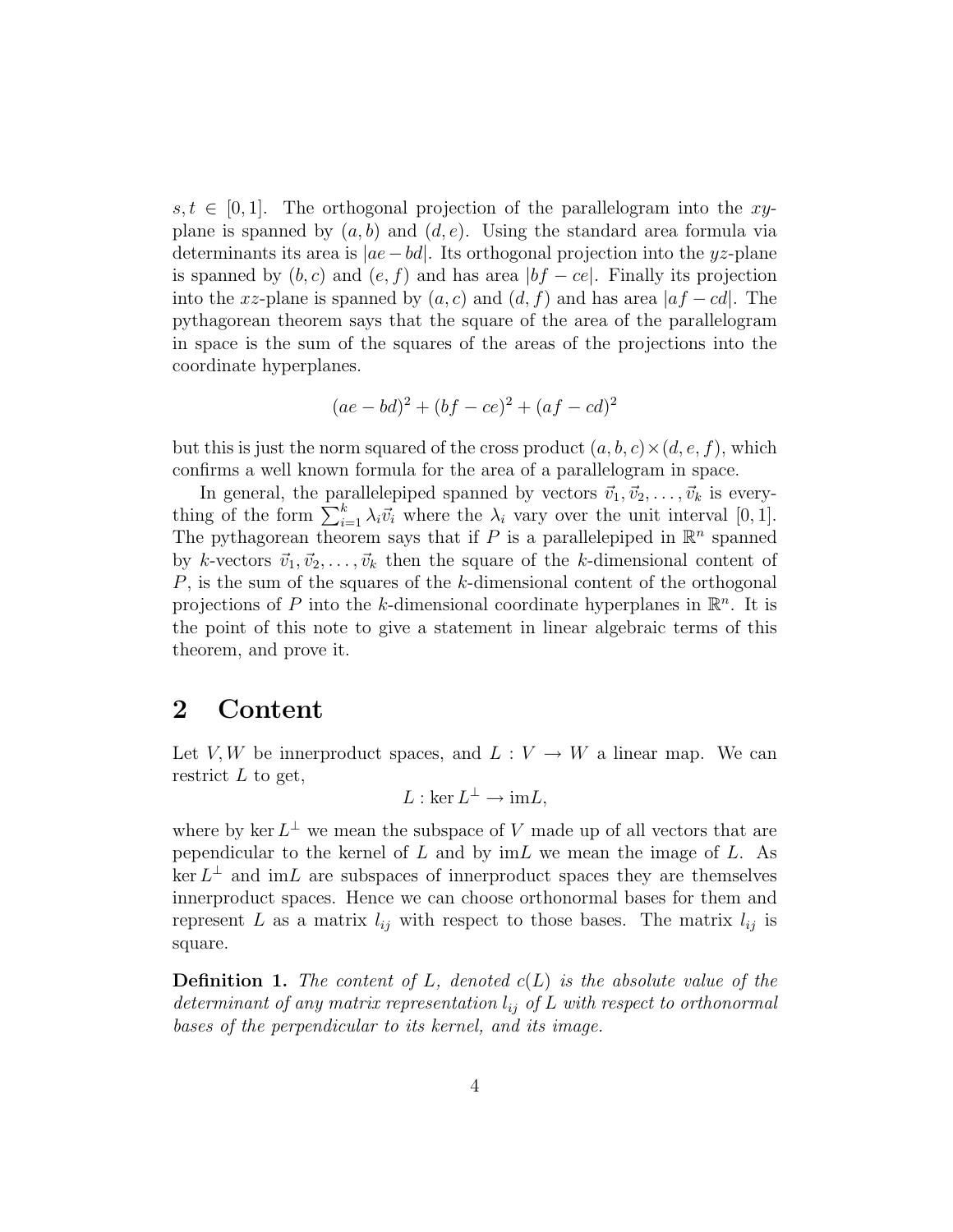$s, t \in [0, 1]$. The orthogonal projection of the parallelogram into the $xy$-plane is spanned by $(a, b)$ and $(d, e)$. Using the standard area formula via determinants its area is $|ae - bd|$. Its orthogonal projection into the $yz$-plane is spanned by $(b, c)$ and $(e, f)$ and has area $|bf - ce|$. Finally its projection into the $xz$-plane is spanned by $(a, c)$ and $(d, f)$ and has area $|af - cd|$. The pythagorean theorem says that the square of the area of the parallelogram in space is the sum of the squares of the areas of the projections into the coordinate hyperplanes.

$$(ae - bd)^2 + (bf - ce)^2 + (af - cd)^2$$

but this is just the norm squared of the cross product $(a, b, c) \times (d, e, f)$, which confirms a well known formula for the area of a parallelogram in space.

In general, the parallelepiped spanned by vectors $\vec{v}_1, \vec{v}_2, \ldots, \vec{v}_k$ is everything of the form $\sum_{i=1}^{k} \lambda_i \vec{v}_i$ where the $\lambda_i$ vary over the unit interval $[0, 1]$. The pythagorean theorem says that if $P$ is a parallelepiped in $\mathbb{R}^n$ spanned by $k$-vectors $\vec{v}_1, \vec{v}_2, \ldots, \vec{v}_k$ then the square of the $k$-dimensional content of $P$, is the sum of the squares of the $k$-dimensional content of the orthogonal projections of $P$ into the $k$-dimensional coordinate hyperplanes in $\mathbb{R}^n$. It is the point of this note to give a statement in linear algebraic terms of this theorem, and prove it.

## 2 Content

Let $V, W$ be innerproduct spaces, and $L : V \to W$ a linear map. We can restrict $L$ to get,

$$L : \ker L^{\perp} \to \mathrm{im} L,$$

where by $\ker L^{\perp}$ we mean the subspace of $V$ made up of all vectors that are pependicular to the kernel of $L$ and by $\mathrm{im} L$ we mean the image of $L$. As $\ker L^{\perp}$ and $\mathrm{im} L$ are subspaces of innerproduct spaces they are themselves innerproduct spaces. Hence we can choose orthonormal bases for them and represent $L$ as a matrix $l_{ij}$ with respect to those bases. The matrix $l_{ij}$ is square.

**Definition 1.** *The content of $L$, denoted $c(L)$ is the absolute value of the determinant of any matrix representation $l_{ij}$ of $L$ with respect to orthonormal bases of the perpendicular to its kernel, and its image.*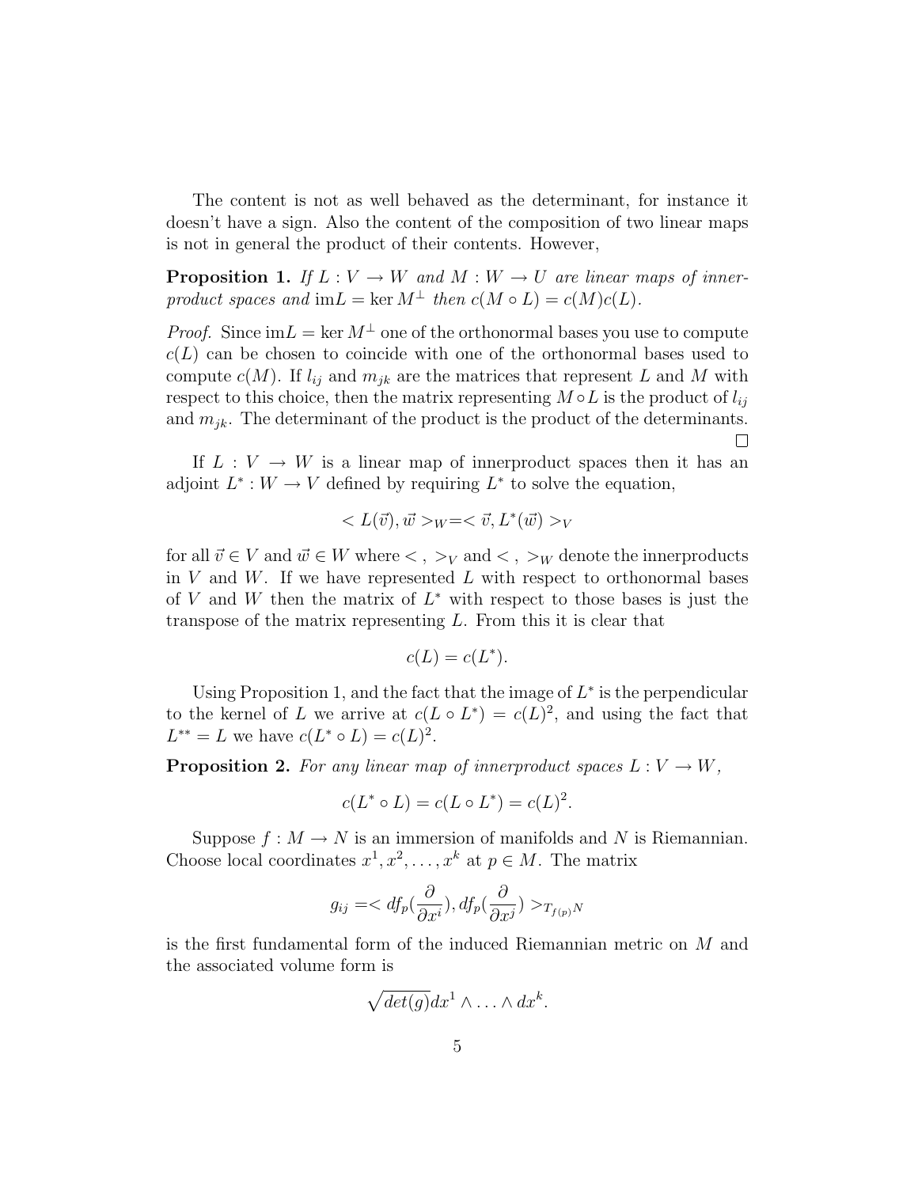The content is not as well behaved as the determinant, for instance it doesn't have a sign. Also the content of the composition of two linear maps is not in general the product of their contents. However,

**Proposition 1.** *If $L : V \to W$ and $M : W \to U$ are linear maps of innerproduct spaces and $\text{im}L = \ker M^{\perp}$ then $c(M \circ L) = c(M)c(L)$.*

*Proof.* Since $\text{im}L = \ker M^{\perp}$ one of the orthonormal bases you use to compute $c(L)$ can be chosen to coincide with one of the orthonormal bases used to compute $c(M)$. If $l_{ij}$ and $m_{jk}$ are the matrices that represent $L$ and $M$ with respect to this choice, then the matrix representing $M \circ L$ is the product of $l_{ij}$ and $m_{jk}$. The determinant of the product is the product of the determinants. □

If $L : V \to W$ is a linear map of innerproduct spaces then it has an adjoint $L^* : W \to V$ defined by requiring $L^*$ to solve the equation,

$$< L(\vec{v}), \vec{w} >_W = < \vec{v}, L^*(\vec{w}) >_V$$

for all $\vec{v} \in V$ and $\vec{w} \in W$ where $< , >_V$ and $< , >_W$ denote the innerproducts in $V$ and $W$. If we have represented $L$ with respect to orthonormal bases of $V$ and $W$ then the matrix of $L^*$ with respect to those bases is just the transpose of the matrix representing $L$. From this it is clear that

$$c(L) = c(L^*).$$

Using Proposition 1, and the fact that the image of $L^*$ is the perpendicular to the kernel of $L$ we arrive at $c(L \circ L^*) = c(L)^2$, and using the fact that $L^{**} = L$ we have $c(L^* \circ L) = c(L)^2$.

**Proposition 2.** *For any linear map of innerproduct spaces $L : V \to W$,*

$$c(L^* \circ L) = c(L \circ L^*) = c(L)^2.$$

Suppose $f : M \to N$ is an immersion of manifolds and $N$ is Riemannian. Choose local coordinates $x^1, x^2, \ldots, x^k$ at $p \in M$. The matrix

$$g_{ij} = < df_p(\frac{\partial}{\partial x^i}), df_p(\frac{\partial}{\partial x^j}) >_{T_{f(p)}N}$$

is the first fundamental form of the induced Riemannian metric on $M$ and the associated volume form is

$$\sqrt{det(g)} dx^1 \wedge \ldots \wedge dx^k.$$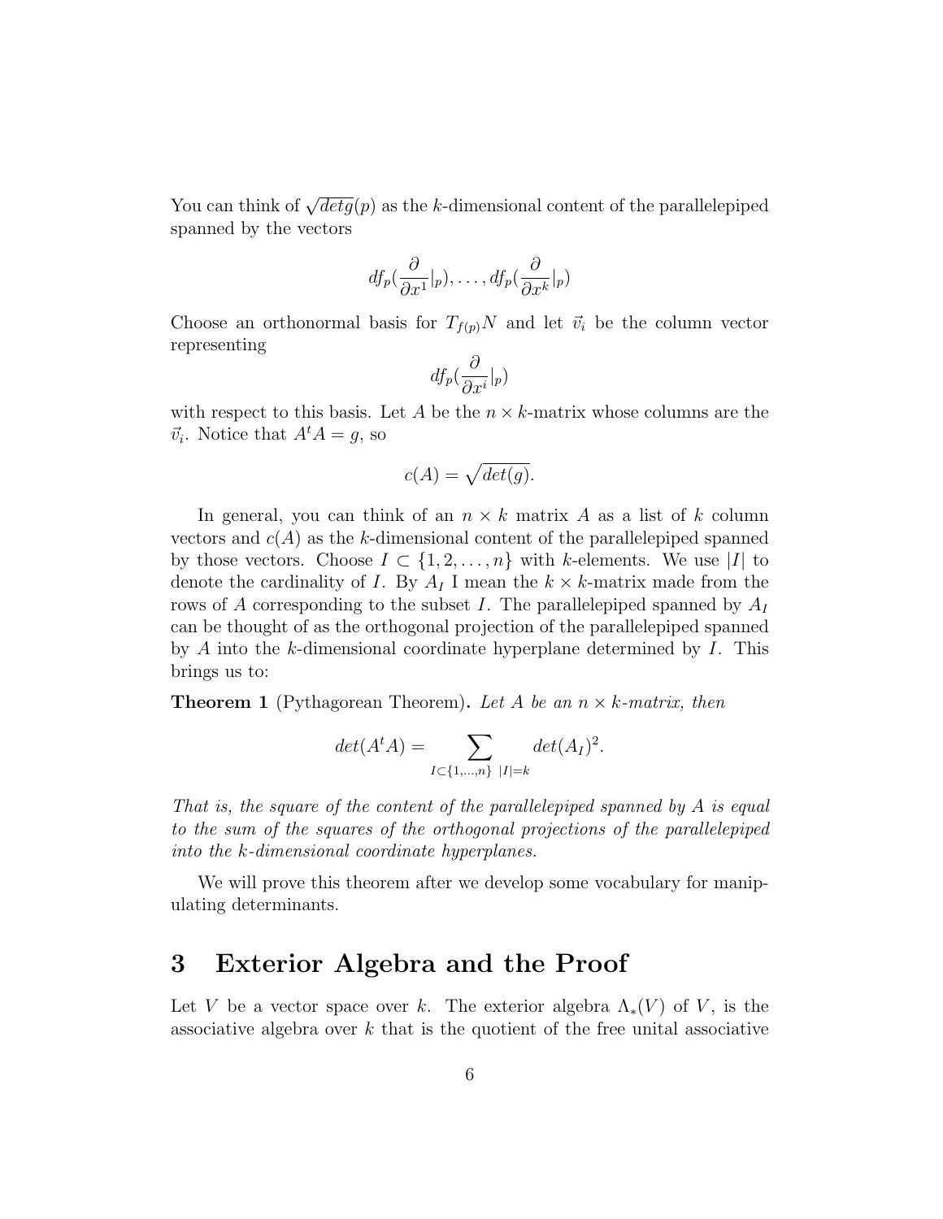You can think of $\sqrt{detg}(p)$ as the $k$-dimensional content of the parallelepiped spanned by the vectors

$$df_p(\frac{\partial}{\partial x^1}|_p), \ldots, df_p(\frac{\partial}{\partial x^k}|_p)$$

Choose an orthonormal basis for $T_{f(p)}N$ and let $\vec{v}_i$ be the column vector representing

$$df_p(\frac{\partial}{\partial x^i}|_p)$$

with respect to this basis. Let $A$ be the $n \times k$-matrix whose columns are the $\vec{v}_i$. Notice that $A^t A = g$, so

$$c(A) = \sqrt{det(g)}.$$

In general, you can think of an $n \times k$ matrix $A$ as a list of $k$ column vectors and $c(A)$ as the $k$-dimensional content of the parallelepiped spanned by those vectors. Choose $I \subset \{1, 2, \ldots, n\}$ with $k$-elements. We use $|I|$ to denote the cardinality of $I$. By $A_I$ I mean the $k \times k$-matrix made from the rows of $A$ corresponding to the subset $I$. The parallelepiped spanned by $A_I$ can be thought of as the orthogonal projection of the parallelepiped spanned by $A$ into the $k$-dimensional coordinate hyperplane determined by $I$. This brings us to:

**Theorem 1** (Pythagorean Theorem)**.** *Let $A$ be an $n \times k$-matrix, then*

$$det(A^t A) = \sum_{I \subset \{1,\ldots,n\} \ |I|=k} det(A_I)^2.$$

*That is, the square of the content of the parallelepiped spanned by $A$ is equal to the sum of the squares of the orthogonal projections of the parallelepiped into the $k$-dimensional coordinate hyperplanes.*

We will prove this theorem after we develop some vocabulary for manipulating determinants.

# 3 Exterior Algebra and the Proof

Let $V$ be a vector space over $k$. The exterior algebra $\Lambda_*(V)$ of $V$, is the associative algebra over $k$ that is the quotient of the free unital associative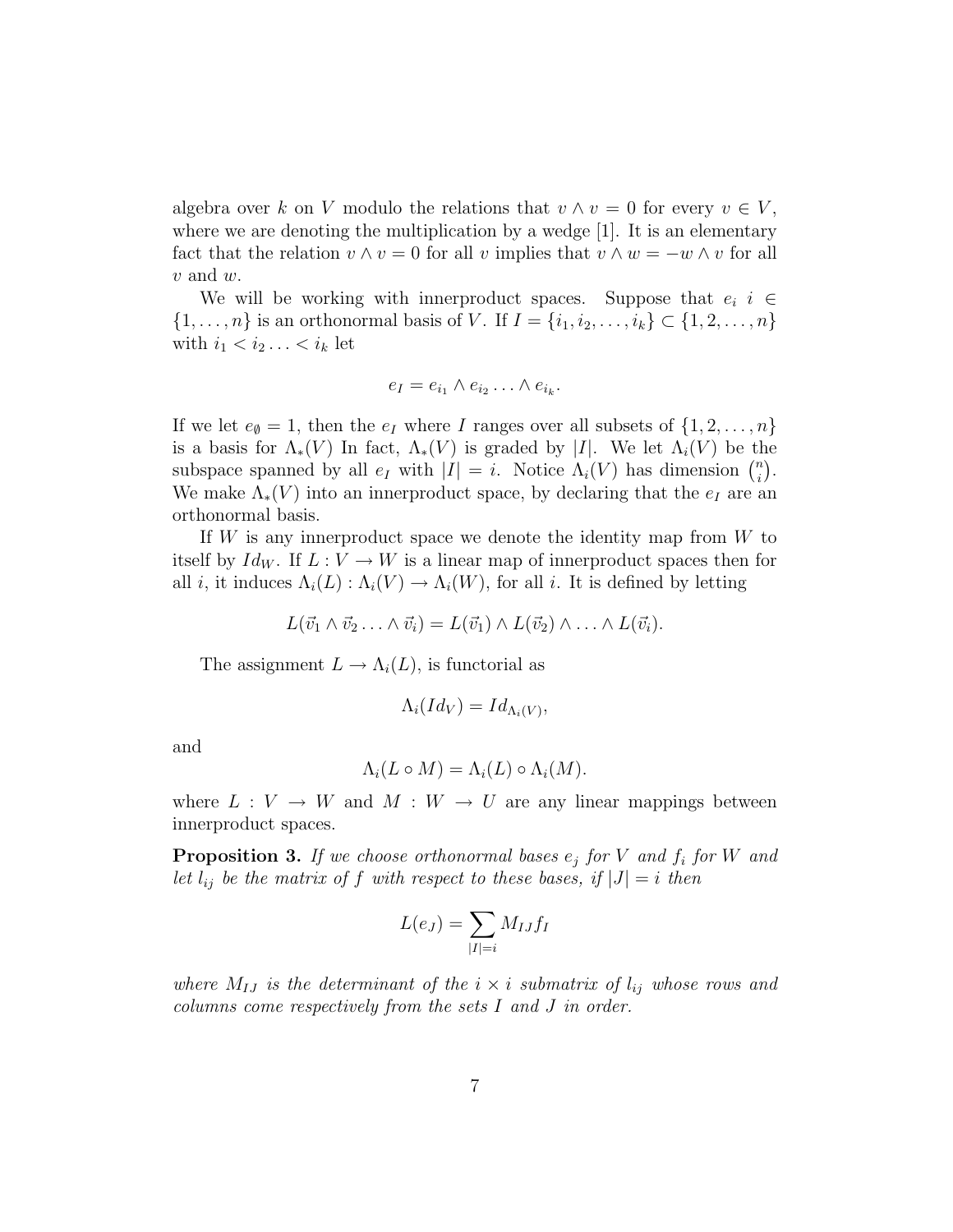algebra over $k$ on $V$ modulo the relations that $v \wedge v = 0$ for every $v \in V$, where we are denoting the multiplication by a wedge [1]. It is an elementary fact that the relation $v \wedge v = 0$ for all $v$ implies that $v \wedge w = -w \wedge v$ for all $v$ and $w$.

We will be working with innerproduct spaces. Suppose that $e_i$ $i \in \{1, \ldots, n\}$ is an orthonormal basis of $V$. If $I = \{i_1, i_2, \ldots, i_k\} \subset \{1, 2, \ldots, n\}$ with $i_1 < i_2 \ldots < i_k$ let

$$e_I = e_{i_1} \wedge e_{i_2} \ldots \wedge e_{i_k}.$$

If we let $e_\emptyset = 1$, then the $e_I$ where $I$ ranges over all subsets of $\{1, 2, \ldots, n\}$ is a basis for $\Lambda_*(V)$ In fact, $\Lambda_*(V)$ is graded by $|I|$. We let $\Lambda_i(V)$ be the subspace spanned by all $e_I$ with $|I| = i$. Notice $\Lambda_i(V)$ has dimension $\binom{n}{i}$. We make $\Lambda_*(V)$ into an innerproduct space, by declaring that the $e_I$ are an orthonormal basis.

If $W$ is any innerproduct space we denote the identity map from $W$ to itself by $Id_W$. If $L : V \to W$ is a linear map of innerproduct spaces then for all $i$, it induces $\Lambda_i(L) : \Lambda_i(V) \to \Lambda_i(W)$, for all $i$. It is defined by letting

$$L(\vec{v}_1 \wedge \vec{v}_2 \ldots \wedge \vec{v}_i) = L(\vec{v}_1) \wedge L(\vec{v}_2) \wedge \ldots \wedge L(\vec{v}_i).$$

The assignment $L \to \Lambda_i(L)$, is functorial as

$$\Lambda_i(Id_V) = Id_{\Lambda_i(V)},$$

and

$$\Lambda_i(L \circ M) = \Lambda_i(L) \circ \Lambda_i(M).$$

where $L : V \to W$ and $M : W \to U$ are any linear mappings between innerproduct spaces.

**Proposition 3.** *If we choose orthonormal bases $e_j$ for $V$ and $f_i$ for $W$ and let $l_{ij}$ be the matrix of $f$ with respect to these bases, if $|J| = i$ then*

$$L(e_J) = \sum_{|I|=i} M_{IJ} f_I$$

*where $M_{IJ}$ is the determinant of the $i \times i$ submatrix of $l_{ij}$ whose rows and columns come respectively from the sets $I$ and $J$ in order.*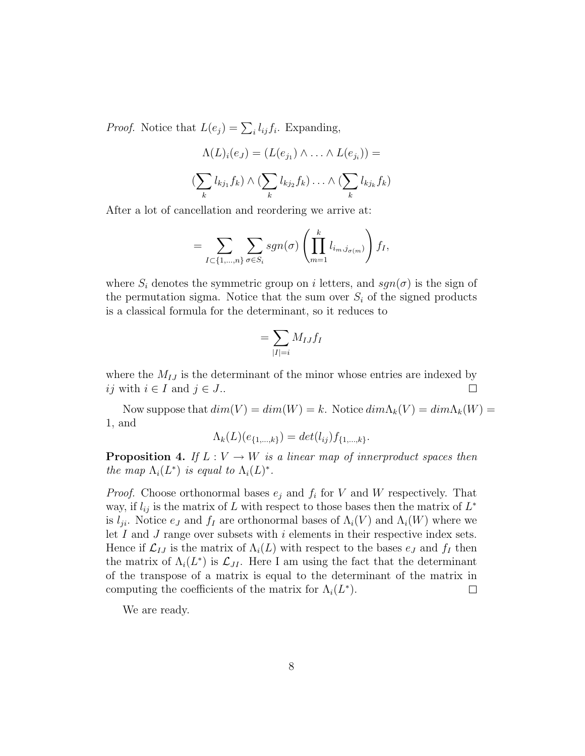*Proof.* Notice that $L(e_j) = \sum_i l_{ij} f_i$. Expanding,

$$\Lambda(L)_i(e_J) = (L(e_{j_1}) \wedge \ldots \wedge L(e_{j_i})) =$$

$$(\sum_k l_{kj_1} f_k) \wedge (\sum_k l_{kj_2} f_k) \ldots \wedge (\sum_k l_{kj_k} f_k)$$

After a lot of cancellation and reordering we arrive at:

$$= \sum_{I \subset \{1,\ldots,n\}} \sum_{\sigma \in S_i} sgn(\sigma) \left( \prod_{m=1}^{k} l_{i_m, j_{\sigma(m)}} \right) f_I,$$

where $S_i$ denotes the symmetric group on $i$ letters, and $sgn(\sigma)$ is the sign of the permutation sigma. Notice that the sum over $S_i$ of the signed products is a classical formula for the determinant, so it reduces to

$$= \sum_{|I|=i} M_{IJ} f_I$$

where the $M_{IJ}$ is the determinant of the minor whose entries are indexed by $ij$ with $i \in I$ and $j \in J$.. $\square$

Now suppose that $dim(V) = dim(W) = k$. Notice $dim\Lambda_k(V) = dim\Lambda_k(W) = 1$, and

$$\Lambda_k(L)(e_{\{1,\ldots,k\}}) = det(l_{ij}) f_{\{1,\ldots,k\}}.$$

**Proposition 4.** *If $L : V \to W$ is a linear map of innerproduct spaces then the map $\Lambda_i(L^*)$ is equal to $\Lambda_i(L)^*$.*

*Proof.* Choose orthonormal bases $e_j$ and $f_i$ for $V$ and $W$ respectively. That way, if $l_{ij}$ is the matrix of $L$ with respect to those bases then the matrix of $L^*$ is $l_{ji}$. Notice $e_J$ and $f_I$ are orthonormal bases of $\Lambda_i(V)$ and $\Lambda_i(W)$ where we let $I$ and $J$ range over subsets with $i$ elements in their respective index sets. Hence if $\mathcal{L}_{IJ}$ is the matrix of $\Lambda_i(L)$ with respect to the bases $e_J$ and $f_I$ then the matrix of $\Lambda_i(L^*)$ is $\mathcal{L}_{JI}$. Here I am using the fact that the determinant of the transpose of a matrix is equal to the determinant of the matrix in computing the coefficients of the matrix for $\Lambda_i(L^*)$. $\square$

We are ready.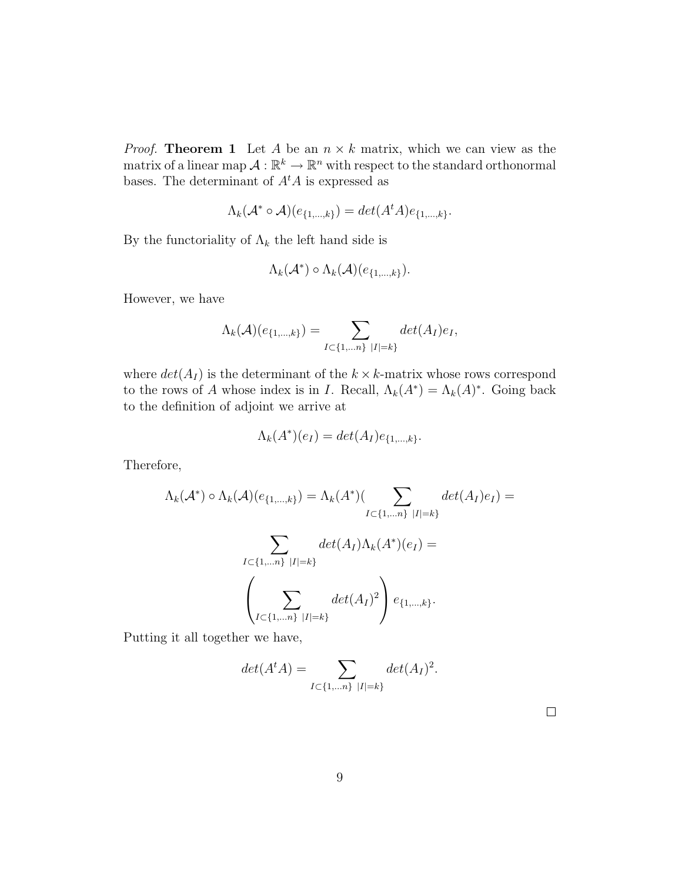*Proof.* **Theorem 1** Let $A$ be an $n \times k$ matrix, which we can view as the matrix of a linear map $\mathcal{A} : \mathbb{R}^k \to \mathbb{R}^n$ with respect to the standard orthonormal bases. The determinant of $A^t A$ is expressed as

$$\Lambda_k(\mathcal{A}^* \circ \mathcal{A})(e_{\{1,\ldots,k\}}) = det(A^t A) e_{\{1,\ldots,k\}}.$$

By the functoriality of $\Lambda_k$ the left hand side is

$$\Lambda_k(\mathcal{A}^*) \circ \Lambda_k(\mathcal{A})(e_{\{1,\ldots,k\}}).$$

However, we have

$$\Lambda_k(\mathcal{A})(e_{\{1,\ldots,k\}}) = \sum_{I \subset \{1,\ldots n\} \ |I|=k} det(A_I) e_I,$$

where $det(A_I)$ is the determinant of the $k \times k$-matrix whose rows correspond to the rows of $A$ whose index is in $I$. Recall, $\Lambda_k(A^*) = \Lambda_k(A)^*$. Going back to the definition of adjoint we arrive at

$$\Lambda_k(A^*)(e_I) = det(A_I) e_{\{1,\ldots,k\}}.$$

Therefore,

$$\Lambda_k(\mathcal{A}^*) \circ \Lambda_k(\mathcal{A})(e_{\{1,\ldots,k\}}) = \Lambda_k(A^*)\Big(\sum_{I \subset \{1,\ldots n\} \ |I|=k} det(A_I) e_I\Big) =$$

$$\sum_{I \subset \{1,\ldots n\} \ |I|=k} det(A_I) \Lambda_k(A^*)(e_I) =$$

$$\left( \sum_{I \subset \{1,\ldots n\} \ |I|=k} det(A_I)^2 \right) e_{\{1,\ldots,k\}}.$$

Putting it all together we have,

$$det(A^t A) = \sum_{I \subset \{1,\ldots n\} \ |I|=k} det(A_I)^2.$$

□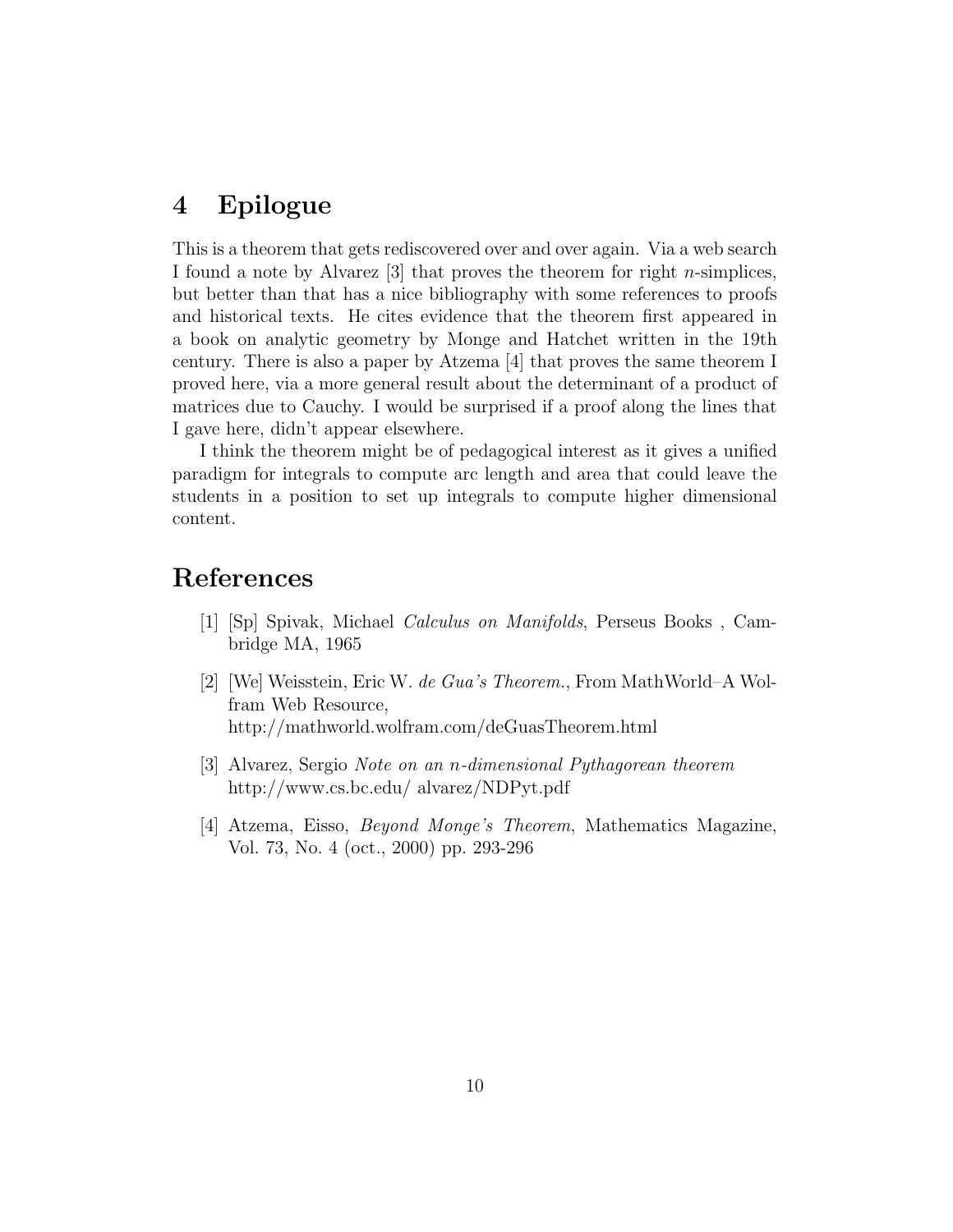## 4 Epilogue

This is a theorem that gets rediscovered over and over again. Via a web search I found a note by Alvarez [3] that proves the theorem for right $n$-simplices, but better than that has a nice bibliography with some references to proofs and historical texts. He cites evidence that the theorem first appeared in a book on analytic geometry by Monge and Hatchet written in the 19th century. There is also a paper by Atzema [4] that proves the same theorem I proved here, via a more general result about the determinant of a product of matrices due to Cauchy. I would be surprised if a proof along the lines that I gave here, didn't appear elsewhere.

I think the theorem might be of pedagogical interest as it gives a unified paradigm for integrals to compute arc length and area that could leave the students in a position to set up integrals to compute higher dimensional content.

## References

[1] [Sp] Spivak, Michael *Calculus on Manifolds*, Perseus Books , Cambridge MA, 1965

[2] [We] Weisstein, Eric W. *de Gua's Theorem.*, From MathWorld–A Wolfram Web Resource, http://mathworld.wolfram.com/deGuasTheorem.html

[3] Alvarez, Sergio *Note on an n-dimensional Pythagorean theorem* http://www.cs.bc.edu/ alvarez/NDPyt.pdf

[4] Atzema, Eisso, *Beyond Monge's Theorem*, Mathematics Magazine, Vol. 73, No. 4 (oct., 2000) pp. 293-296